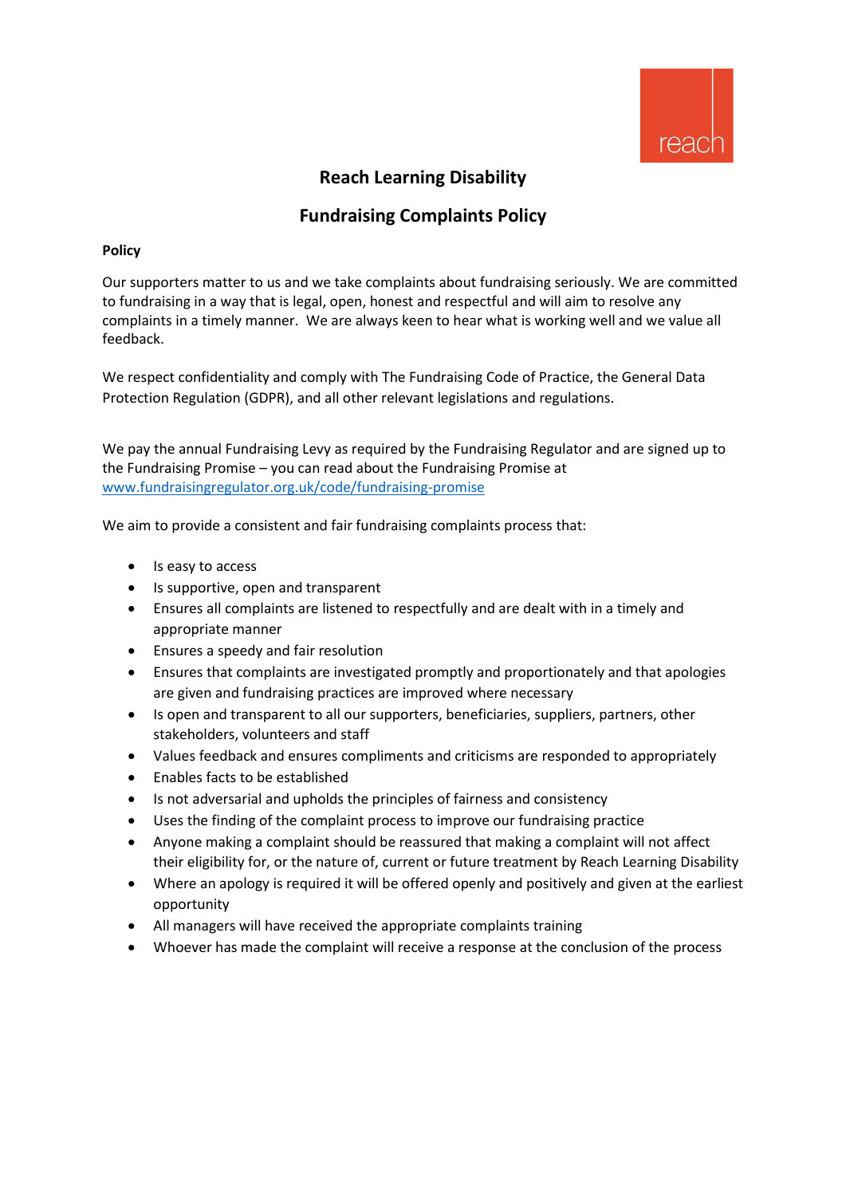# Reach Learning Disability

## Fundraising Complaints Policy

**Policy**

Our supporters matter to us and we take complaints about fundraising seriously. We are committed to fundraising in a way that is legal, open, honest and respectful and will aim to resolve any complaints in a timely manner. We are always keen to hear what is working well and we value all feedback.

We respect confidentiality and comply with The Fundraising Code of Practice, the General Data Protection Regulation (GDPR), and all other relevant legislations and regulations.

We pay the annual Fundraising Levy as required by the Fundraising Regulator and are signed up to the Fundraising Promise – you can read about the Fundraising Promise at [www.fundraisingregulator.org.uk/code/fundraising-promise](http://www.fundraisingregulator.org.uk/code/fundraising-promise)

We aim to provide a consistent and fair fundraising complaints process that:

- Is easy to access
- Is supportive, open and transparent
- Ensures all complaints are listened to respectfully and are dealt with in a timely and appropriate manner
- Ensures a speedy and fair resolution
- Ensures that complaints are investigated promptly and proportionately and that apologies are given and fundraising practices are improved where necessary
- Is open and transparent to all our supporters, beneficiaries, suppliers, partners, other stakeholders, volunteers and staff
- Values feedback and ensures compliments and criticisms are responded to appropriately
- Enables facts to be established
- Is not adversarial and upholds the principles of fairness and consistency
- Uses the finding of the complaint process to improve our fundraising practice
- Anyone making a complaint should be reassured that making a complaint will not affect their eligibility for, or the nature of, current or future treatment by Reach Learning Disability
- Where an apology is required it will be offered openly and positively and given at the earliest opportunity
- All managers will have received the appropriate complaints training
- Whoever has made the complaint will receive a response at the conclusion of the process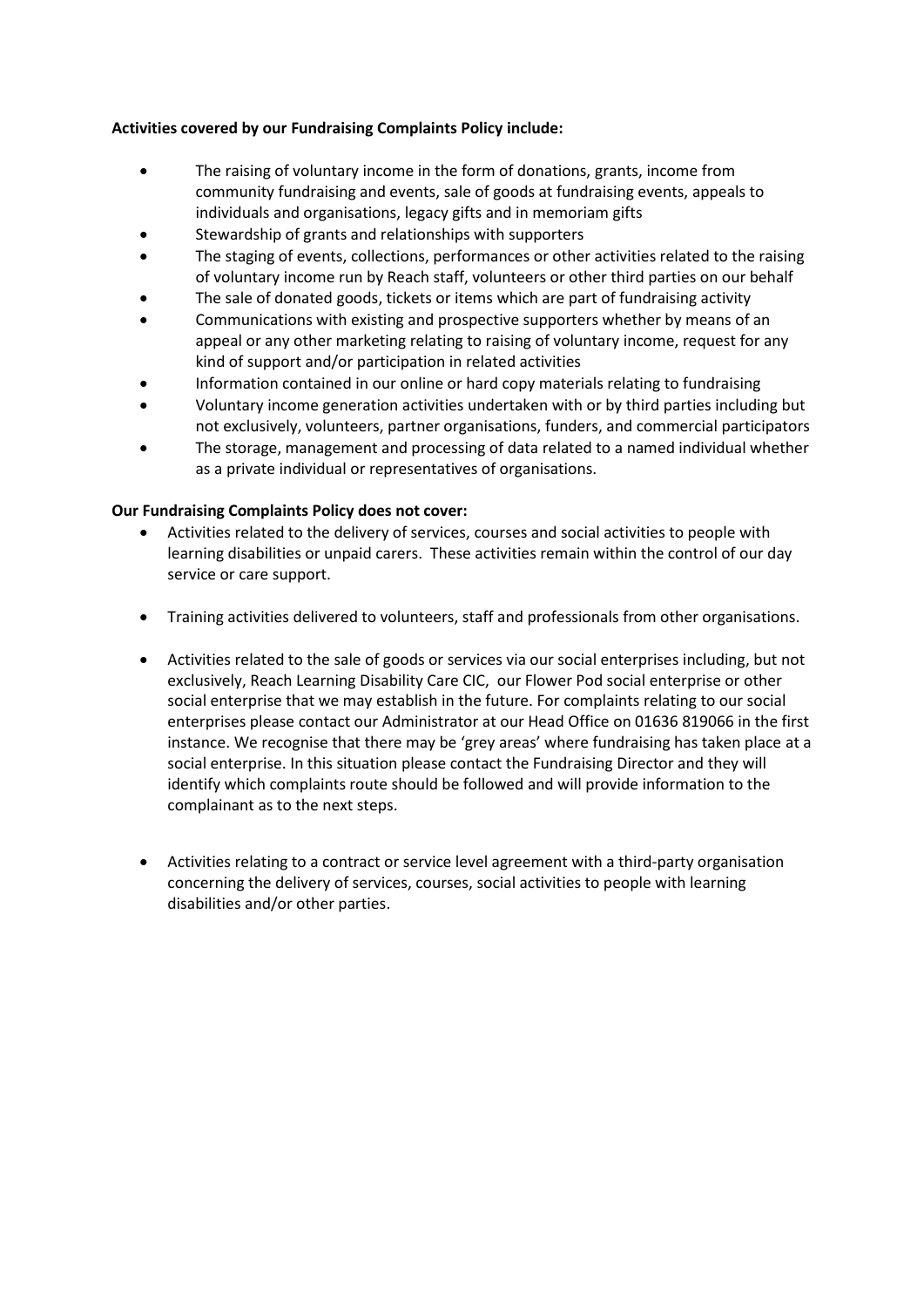**Activities covered by our Fundraising Complaints Policy include:**

- The raising of voluntary income in the form of donations, grants, income from community fundraising and events, sale of goods at fundraising events, appeals to individuals and organisations, legacy gifts and in memoriam gifts
- Stewardship of grants and relationships with supporters
- The staging of events, collections, performances or other activities related to the raising of voluntary income run by Reach staff, volunteers or other third parties on our behalf
- The sale of donated goods, tickets or items which are part of fundraising activity
- Communications with existing and prospective supporters whether by means of an appeal or any other marketing relating to raising of voluntary income, request for any kind of support and/or participation in related activities
- Information contained in our online or hard copy materials relating to fundraising
- Voluntary income generation activities undertaken with or by third parties including but not exclusively, volunteers, partner organisations, funders, and commercial participators
- The storage, management and processing of data related to a named individual whether as a private individual or representatives of organisations.

**Our Fundraising Complaints Policy does not cover:**

- Activities related to the delivery of services, courses and social activities to people with learning disabilities or unpaid carers. These activities remain within the control of our day service or care support.

- Training activities delivered to volunteers, staff and professionals from other organisations.

- Activities related to the sale of goods or services via our social enterprises including, but not exclusively, Reach Learning Disability Care CIC, our Flower Pod social enterprise or other social enterprise that we may establish in the future. For complaints relating to our social enterprises please contact our Administrator at our Head Office on 01636 819066 in the first instance. We recognise that there may be 'grey areas' where fundraising has taken place at a social enterprise. In this situation please contact the Fundraising Director and they will identify which complaints route should be followed and will provide information to the complainant as to the next steps.

- Activities relating to a contract or service level agreement with a third-party organisation concerning the delivery of services, courses, social activities to people with learning disabilities and/or other parties.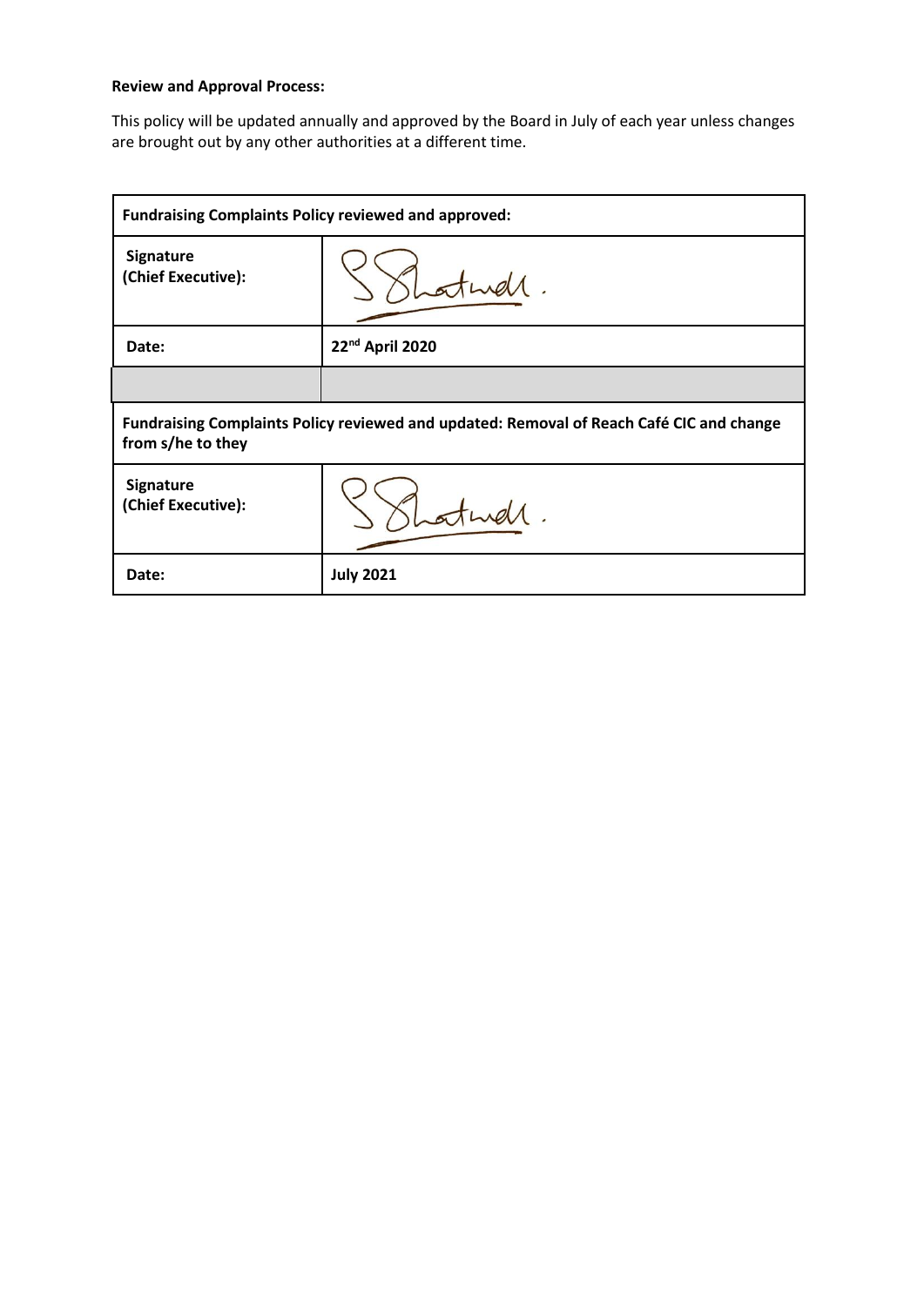**Review and Approval Process:**

This policy will be updated annually and approved by the Board in July of each year unless changes are brought out by any other authorities at a different time.

| **Fundraising Complaints Policy reviewed and approved:** | |
|---|---|
| **Signature (Chief Executive):** | S Shotwell. |
| **Date:** | **22nd April 2020** |
| | |
| **Fundraising Complaints Policy reviewed and updated: Removal of Reach Café CIC and change from s/he to they** | |
| **Signature (Chief Executive):** | S Shotwell. |
| **Date:** | **July 2021** |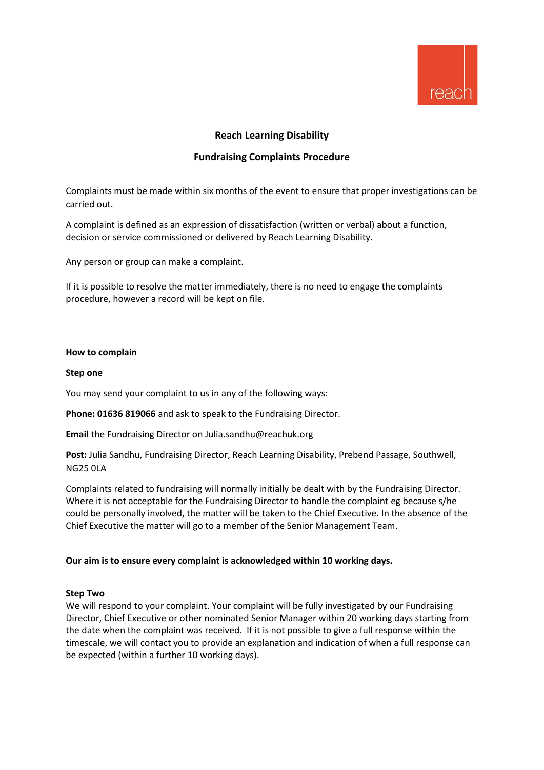# Reach Learning Disability

## Fundraising Complaints Procedure

Complaints must be made within six months of the event to ensure that proper investigations can be carried out.

A complaint is defined as an expression of dissatisfaction (written or verbal) about a function, decision or service commissioned or delivered by Reach Learning Disability.

Any person or group can make a complaint.

If it is possible to resolve the matter immediately, there is no need to engage the complaints procedure, however a record will be kept on file.

### How to complain

**Step one**

You may send your complaint to us in any of the following ways:

**Phone: 01636 819066** and ask to speak to the Fundraising Director.

**Email** the Fundraising Director on Julia.sandhu@reachuk.org

**Post:** Julia Sandhu, Fundraising Director, Reach Learning Disability, Prebend Passage, Southwell, NG25 0LA

Complaints related to fundraising will normally initially be dealt with by the Fundraising Director. Where it is not acceptable for the Fundraising Director to handle the complaint eg because s/he could be personally involved, the matter will be taken to the Chief Executive. In the absence of the Chief Executive the matter will go to a member of the Senior Management Team.

**Our aim is to ensure every complaint is acknowledged within 10 working days.**

**Step Two**

We will respond to your complaint. Your complaint will be fully investigated by our Fundraising Director, Chief Executive or other nominated Senior Manager within 20 working days starting from the date when the complaint was received. If it is not possible to give a full response within the timescale, we will contact you to provide an explanation and indication of when a full response can be expected (within a further 10 working days).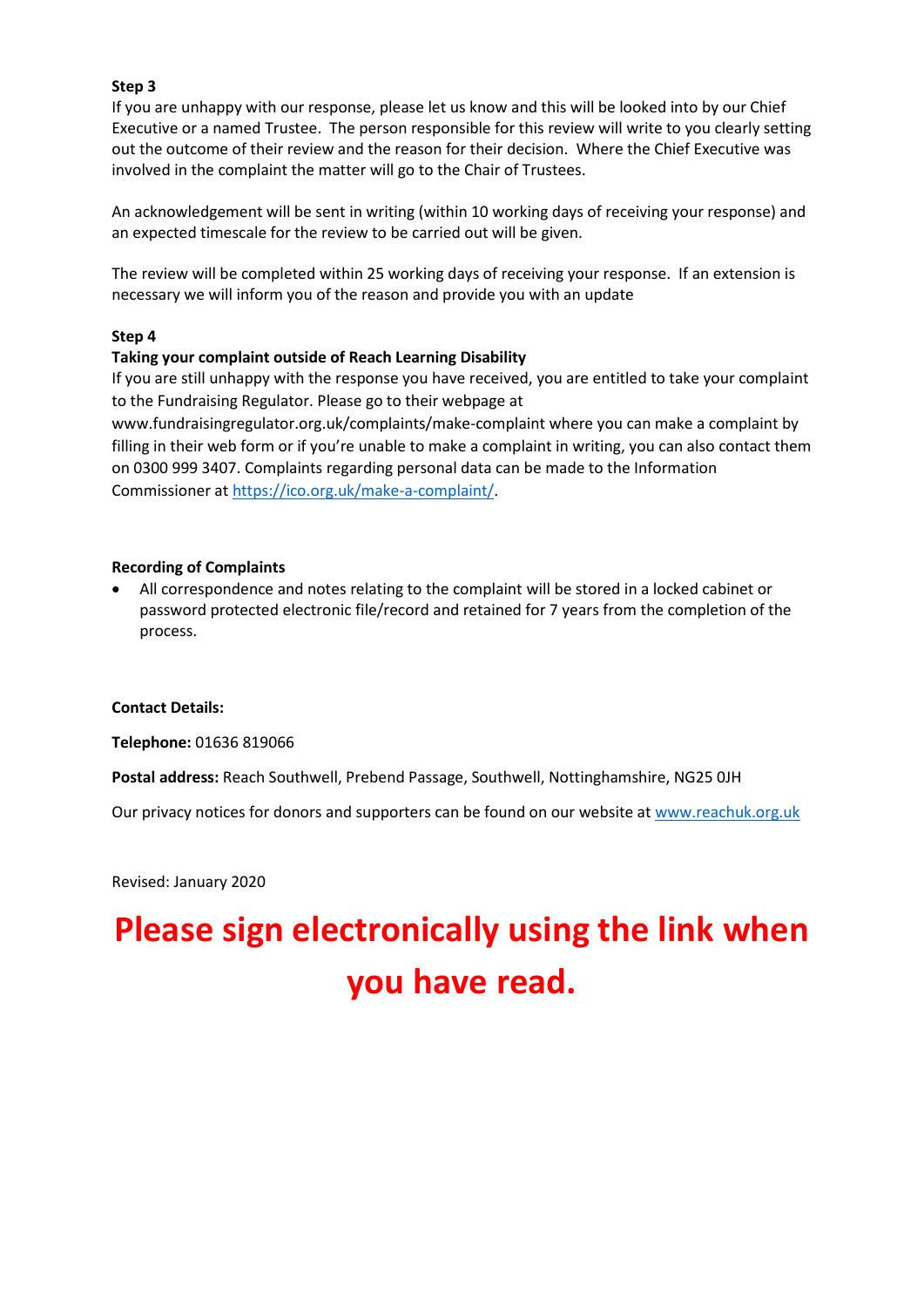**Step 3**

If you are unhappy with our response, please let us know and this will be looked into by our Chief Executive or a named Trustee. The person responsible for this review will write to you clearly setting out the outcome of their review and the reason for their decision. Where the Chief Executive was involved in the complaint the matter will go to the Chair of Trustees.

An acknowledgement will be sent in writing (within 10 working days of receiving your response) and an expected timescale for the review to be carried out will be given.

The review will be completed within 25 working days of receiving your response. If an extension is necessary we will inform you of the reason and provide you with an update

**Step 4**

**Taking your complaint outside of Reach Learning Disability**

If you are still unhappy with the response you have received, you are entitled to take your complaint to the Fundraising Regulator. Please go to their webpage at www.fundraisingregulator.org.uk/complaints/make-complaint where you can make a complaint by filling in their web form or if you're unable to make a complaint in writing, you can also contact them on 0300 999 3407. Complaints regarding personal data can be made to the Information Commissioner at https://ico.org.uk/make-a-complaint/.

**Recording of Complaints**

- All correspondence and notes relating to the complaint will be stored in a locked cabinet or password protected electronic file/record and retained for 7 years from the completion of the process.

**Contact Details:**

**Telephone:** 01636 819066

**Postal address:** Reach Southwell, Prebend Passage, Southwell, Nottinghamshire, NG25 0JH

Our privacy notices for donors and supporters can be found on our website at www.reachuk.org.uk

Revised: January 2020

# Please sign electronically using the link when you have read.